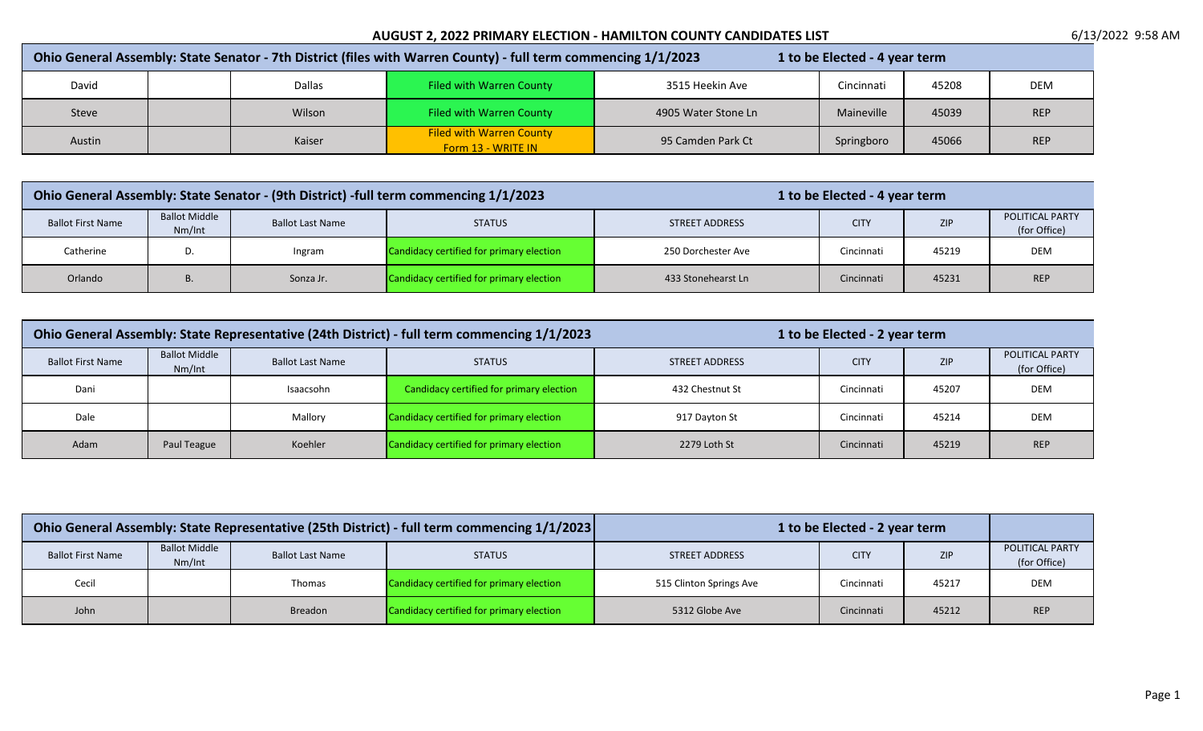# AUGUST 2, 2022 PRIMARY ELECTION - HAMILTON COUNTY CANDIDATES LIST

6/13/2022 9:58 AM

| Ohio General Assembly: State Senator - 7th District (files with Warren County) - full term commencing 1/1/2023 | | | | 1 to be Elected - 4 year term | | | |
|---|---|---|---|---|---|---|---|
| David | | Dallas | Filed with Warren County | 3515 Heekin Ave | Cincinnati | 45208 | DEM |
| Steve | | Wilson | Filed with Warren County | 4905 Water Stone Ln | Maineville | 45039 | REP |
| Austin | | Kaiser | Filed with Warren County Form 13 - WRITE IN | 95 Camden Park Ct | Springboro | 45066 | REP |

| Ohio General Assembly: State Senator - (9th District) -full term commencing 1/1/2023 | | | | 1 to be Elected - 4 year term | | | |
|---|---|---|---|---|---|---|---|
| Ballot First Name | Ballot Middle Nm/Int | Ballot Last Name | STATUS | STREET ADDRESS | CITY | ZIP | POLITICAL PARTY (for Office) |
| Catherine | D. | Ingram | Candidacy certified for primary election | 250 Dorchester Ave | Cincinnati | 45219 | DEM |
| Orlando | B. | Sonza Jr. | Candidacy certified for primary election | 433 Stonehearst Ln | Cincinnati | 45231 | REP |

| Ohio General Assembly: State Representative (24th District) - full term commencing 1/1/2023 | | | | 1 to be Elected - 2 year term | | | |
|---|---|---|---|---|---|---|---|
| Ballot First Name | Ballot Middle Nm/Int | Ballot Last Name | STATUS | STREET ADDRESS | CITY | ZIP | POLITICAL PARTY (for Office) |
| Dani | | Isaacsohn | Candidacy certified for primary election | 432 Chestnut St | Cincinnati | 45207 | DEM |
| Dale | | Mallory | Candidacy certified for primary election | 917 Dayton St | Cincinnati | 45214 | DEM |
| Adam | Paul Teague | Koehler | Candidacy certified for primary election | 2279 Loth St | Cincinnati | 45219 | REP |

| Ohio General Assembly: State Representative (25th District) - full term commencing 1/1/2023 | | | | 1 to be Elected - 2 year term | | | |
|---|---|---|---|---|---|---|---|
| Ballot First Name | Ballot Middle Nm/Int | Ballot Last Name | STATUS | STREET ADDRESS | CITY | ZIP | POLITICAL PARTY (for Office) |
| Cecil | | Thomas | Candidacy certified for primary election | 515 Clinton Springs Ave | Cincinnati | 45217 | DEM |
| John | | Breadon | Candidacy certified for primary election | 5312 Globe Ave | Cincinnati | 45212 | REP |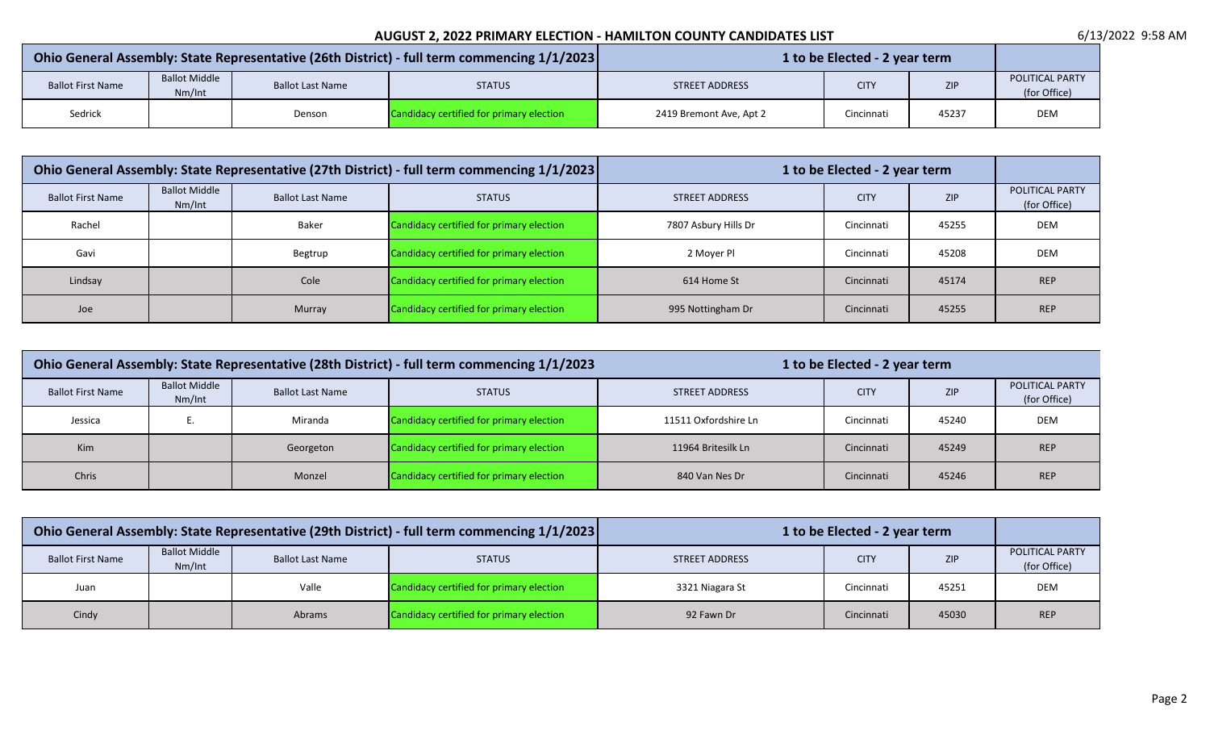# AUGUST 2, 2022 PRIMARY ELECTION - HAMILTON COUNTY CANDIDATES LIST

| Ohio General Assembly: State Representative (26th District) - full term commencing 1/1/2023 | | | | 1 to be Elected - 2 year term | | | |
|---|---|---|---|---|---|---|---|
| Ballot First Name | Ballot Middle Nm/Int | Ballot Last Name | STATUS | STREET ADDRESS | CITY | ZIP | POLITICAL PARTY (for Office) |
| Sedrick | | Denson | Candidacy certified for primary election | 2419 Bremont Ave, Apt 2 | Cincinnati | 45237 | DEM |

| Ohio General Assembly: State Representative (27th District) - full term commencing 1/1/2023 | | | | 1 to be Elected - 2 year term | | | |
|---|---|---|---|---|---|---|---|
| Ballot First Name | Ballot Middle Nm/Int | Ballot Last Name | STATUS | STREET ADDRESS | CITY | ZIP | POLITICAL PARTY (for Office) |
| Rachel | | Baker | Candidacy certified for primary election | 7807 Asbury Hills Dr | Cincinnati | 45255 | DEM |
| Gavi | | Begtrup | Candidacy certified for primary election | 2 Moyer Pl | Cincinnati | 45208 | DEM |
| Lindsay | | Cole | Candidacy certified for primary election | 614 Home St | Cincinnati | 45174 | REP |
| Joe | | Murray | Candidacy certified for primary election | 995 Nottingham Dr | Cincinnati | 45255 | REP |

| Ohio General Assembly: State Representative (28th District) - full term commencing 1/1/2023 | | | | 1 to be Elected - 2 year term | | | |
|---|---|---|---|---|---|---|---|
| Ballot First Name | Ballot Middle Nm/Int | Ballot Last Name | STATUS | STREET ADDRESS | CITY | ZIP | POLITICAL PARTY (for Office) |
| Jessica | E. | Miranda | Candidacy certified for primary election | 11511 Oxfordshire Ln | Cincinnati | 45240 | DEM |
| Kim | | Georgeton | Candidacy certified for primary election | 11964 Britesilk Ln | Cincinnati | 45249 | REP |
| Chris | | Monzel | Candidacy certified for primary election | 840 Van Nes Dr | Cincinnati | 45246 | REP |

| Ohio General Assembly: State Representative (29th District) - full term commencing 1/1/2023 | | | | 1 to be Elected - 2 year term | | | |
|---|---|---|---|---|---|---|---|
| Ballot First Name | Ballot Middle Nm/Int | Ballot Last Name | STATUS | STREET ADDRESS | CITY | ZIP | POLITICAL PARTY (for Office) |
| Juan | | Valle | Candidacy certified for primary election | 3321 Niagara St | Cincinnati | 45251 | DEM |
| Cindy | | Abrams | Candidacy certified for primary election | 92 Fawn Dr | Cincinnati | 45030 | REP |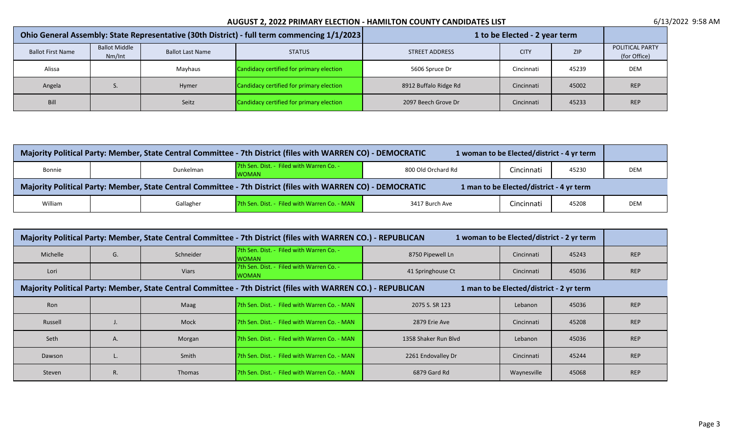# AUGUST 2, 2022 PRIMARY ELECTION - HAMILTON COUNTY CANDIDATES LIST

6/13/2022 9:58 AM

| Ohio General Assembly: State Representative (30th District) - full term commencing 1/1/2023 | | | | 1 to be Elected - 2 year term | | | |
|---|---|---|---|---|---|---|---|
| Ballot First Name | Ballot Middle Nm/Int | Ballot Last Name | STATUS | STREET ADDRESS | CITY | ZIP | POLITICAL PARTY (for Office) |
| Alissa | | Mayhaus | Candidacy certified for primary election | 5606 Spruce Dr | Cincinnati | 45239 | DEM |
| Angela | S. | Hymer | Candidacy certified for primary election | 8912 Buffalo Ridge Rd | Cincinnati | 45002 | REP |
| Bill | | Seitz | Candidacy certified for primary election | 2097 Beech Grove Dr | Cincinnati | 45233 | REP |

| Majority Political Party: Member, State Central Committee - 7th District (files with WARREN CO) - DEMOCRATIC | | | | 1 woman to be Elected/district - 4 yr term | | | |
|---|---|---|---|---|---|---|---|
| Bonnie | | Dunkelman | 7th Sen. Dist. - Filed with Warren Co. - WOMAN | 800 Old Orchard Rd | Cincinnati | 45230 | DEM |
| **Majority Political Party: Member, State Central Committee - 7th District (files with WARREN CO) - DEMOCRATIC** | | | | **1 man to be Elected/district - 4 yr term** | | | |
| William | | Gallagher | 7th Sen. Dist. - Filed with Warren Co. - MAN | 3417 Burch Ave | Cincinnati | 45208 | DEM |

| Majority Political Party: Member, State Central Committee - 7th District (files with WARREN CO.) - REPUBLICAN | | | | 1 woman to be Elected/district - 2 yr term | | | |
|---|---|---|---|---|---|---|---|
| Michelle | G. | Schneider | 7th Sen. Dist. - Filed with Warren Co. - WOMAN | 8750 Pipewell Ln | Cincinnati | 45243 | REP |
| Lori | | Viars | 7th Sen. Dist. - Filed with Warren Co. - WOMAN | 41 Springhouse Ct | Cincinnati | 45036 | REP |
| **Majority Political Party: Member, State Central Committee - 7th District (files with WARREN CO.) - REPUBLICAN** | | | | **1 man to be Elected/district - 2 yr term** | | | |
| Ron | | Maag | 7th Sen. Dist. - Filed with Warren Co. - MAN | 2075 S. SR 123 | Lebanon | 45036 | REP |
| Russell | J. | Mock | 7th Sen. Dist. - Filed with Warren Co. - MAN | 2879 Erie Ave | Cincinnati | 45208 | REP |
| Seth | A. | Morgan | 7th Sen. Dist. - Filed with Warren Co. - MAN | 1358 Shaker Run Blvd | Lebanon | 45036 | REP |
| Dawson | L. | Smith | 7th Sen. Dist. - Filed with Warren Co. - MAN | 2261 Endovalley Dr | Cincinnati | 45244 | REP |
| Steven | R. | Thomas | 7th Sen. Dist. - Filed with Warren Co. - MAN | 6879 Gard Rd | Waynesville | 45068 | REP |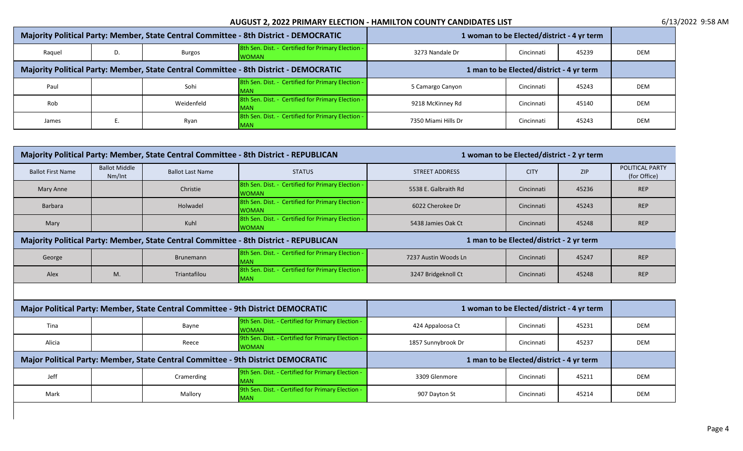## AUGUST 2, 2022 PRIMARY ELECTION - HAMILTON COUNTY CANDIDATES LIST

6/13/2022 9:58 AM

| Majority Political Party: Member, State Central Committee - 8th District - DEMOCRATIC | | | | 1 woman to be Elected/district - 4 yr term | | | |
|---|---|---|---|---|---|---|---|
| Raquel | D. | Burgos | 8th Sen. Dist. - Certified for Primary Election - WOMAN | 3273 Nandale Dr | Cincinnati | 45239 | DEM |
| **Majority Political Party: Member, State Central Committee - 8th District - DEMOCRATIC** | | | | **1 man to be Elected/district - 4 yr term** | | | |
| Paul | | Sohi | 8th Sen. Dist. - Certified for Primary Election - MAN | 5 Camargo Canyon | Cincinnati | 45243 | DEM |
| Rob | | Weidenfeld | 8th Sen. Dist. - Certified for Primary Election - MAN | 9218 McKinney Rd | Cincinnati | 45140 | DEM |
| James | E. | Ryan | 8th Sen. Dist. - Certified for Primary Election - MAN | 7350 Miami Hills Dr | Cincinnati | 45243 | DEM |

| Majority Political Party: Member, State Central Committee - 8th District - REPUBLICAN | | | | 1 woman to be Elected/district - 2 yr term | | | |
|---|---|---|---|---|---|---|---|
| Ballot First Name | Ballot Middle Nm/Int | Ballot Last Name | STATUS | STREET ADDRESS | CITY | ZIP | POLITICAL PARTY (for Office) |
| Mary Anne | | Christie | 8th Sen. Dist. - Certified for Primary Election - WOMAN | 5538 E. Galbraith Rd | Cincinnati | 45236 | REP |
| Barbara | | Holwadel | 8th Sen. Dist. - Certified for Primary Election - WOMAN | 6022 Cherokee Dr | Cincinnati | 45243 | REP |
| Mary | | Kuhl | 8th Sen. Dist. - Certified for Primary Election - WOMAN | 5438 Jamies Oak Ct | Cincinnati | 45248 | REP |
| **Majority Political Party: Member, State Central Committee - 8th District - REPUBLICAN** | | | | **1 man to be Elected/district - 2 yr term** | | | |
| George | | Brunemann | 8th Sen. Dist. - Certified for Primary Election - MAN | 7237 Austin Woods Ln | Cincinnati | 45247 | REP |
| Alex | M. | Triantafilou | 8th Sen. Dist. - Certified for Primary Election - MAN | 3247 Bridgeknoll Ct | Cincinnati | 45248 | REP |

| Major Political Party: Member, State Central Committee - 9th District DEMOCRATIC | | | | 1 woman to be Elected/district - 4 yr term | | | |
|---|---|---|---|---|---|---|---|
| Tina | | Bayne | 9th Sen. Dist. - Certified for Primary Election - WOMAN | 424 Appaloosa Ct | Cincinnati | 45231 | DEM |
| Alicia | | Reece | 9th Sen. Dist. - Certified for Primary Election - WOMAN | 1857 Sunnybrook Dr | Cincinnati | 45237 | DEM |
| **Major Political Party: Member, State Central Committee - 9th District DEMOCRATIC** | | | | **1 man to be Elected/district - 4 yr term** | | | |
| Jeff | | Cramerding | 9th Sen. Dist. - Certified for Primary Election - MAN | 3309 Glenmore | Cincinnati | 45211 | DEM |
| Mark | | Mallory | 9th Sen. Dist. - Certified for Primary Election - MAN | 907 Dayton St | Cincinnati | 45214 | DEM |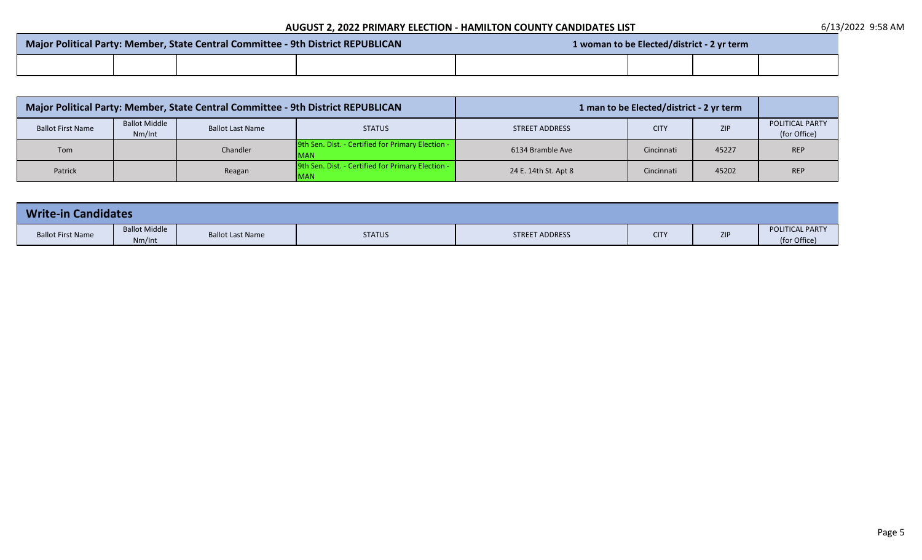## AUGUST 2, 2022 PRIMARY ELECTION - HAMILTON COUNTY CANDIDATES LIST

| Major Political Party: Member, State Central Committee - 9th District REPUBLICAN | | | | 1 woman to be Elected/district - 2 yr term | | | |
|---|---|---|---|---|---|---|---|
| | | | | | | | |

| Major Political Party: Member, State Central Committee - 9th District REPUBLICAN | | | | 1 man to be Elected/district - 2 yr term | | | |
|---|---|---|---|---|---|---|---|
| Ballot First Name | Ballot Middle Nm/Int | Ballot Last Name | STATUS | STREET ADDRESS | CITY | ZIP | POLITICAL PARTY (for Office) |
| Tom | | Chandler | 9th Sen. Dist. - Certified for Primary Election - MAN | 6134 Bramble Ave | Cincinnati | 45227 | REP |
| Patrick | | Reagan | 9th Sen. Dist. - Certified for Primary Election - MAN | 24 E. 14th St. Apt 8 | Cincinnati | 45202 | REP |

| Write-in Candidates | | | | | | | |
|---|---|---|---|---|---|---|---|
| Ballot First Name | Ballot Middle Nm/Int | Ballot Last Name | STATUS | STREET ADDRESS | CITY | ZIP | POLITICAL PARTY (for Office) |